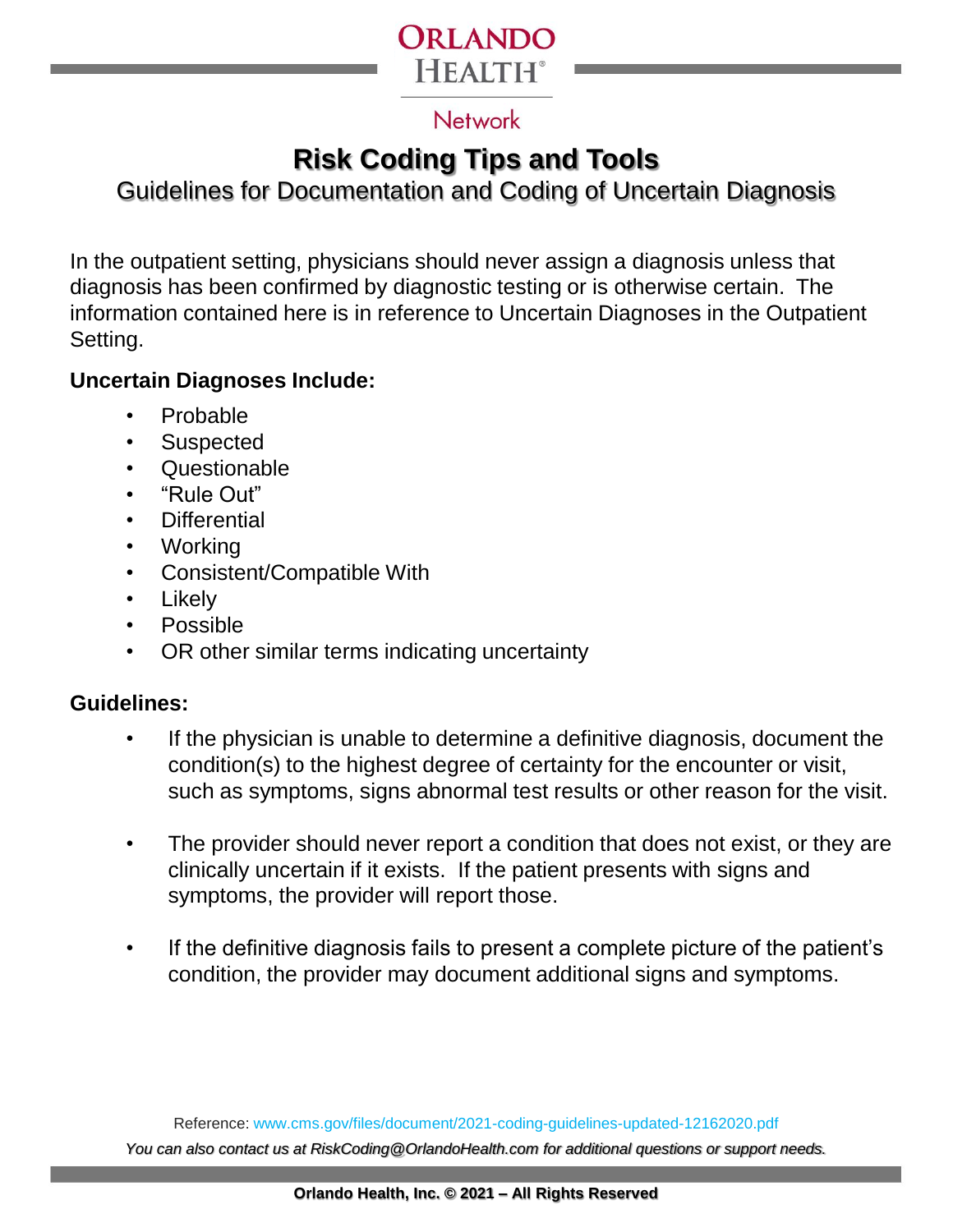ORLANDO HEALTH®

Network

# Risk Coding Tips and Tools

## Guidelines for Documentation and Coding of Uncertain Diagnosis

In the outpatient setting, physicians should never assign a diagnosis unless that diagnosis has been confirmed by diagnostic testing or is otherwise certain. The information contained here is in reference to Uncertain Diagnoses in the Outpatient Setting.

**Uncertain Diagnoses Include:**

- Probable
- Suspected
- Questionable
- "Rule Out"
- Differential
- Working
- Consistent/Compatible With
- Likely
- Possible
- OR other similar terms indicating uncertainty

**Guidelines:**

- If the physician is unable to determine a definitive diagnosis, document the condition(s) to the highest degree of certainty for the encounter or visit, such as symptoms, signs abnormal test results or other reason for the visit.

- The provider should never report a condition that does not exist, or they are clinically uncertain if it exists. If the patient presents with signs and symptoms, the provider will report those.

- If the definitive diagnosis fails to present a complete picture of the patient's condition, the provider may document additional signs and symptoms.

Reference: www.cms.gov/files/document/2021-coding-guidelines-updated-12162020.pdf

*You can also contact us at RiskCoding@OrlandoHealth.com for additional questions or support needs.*

**Orlando Health, Inc. © 2021 – All Rights Reserved**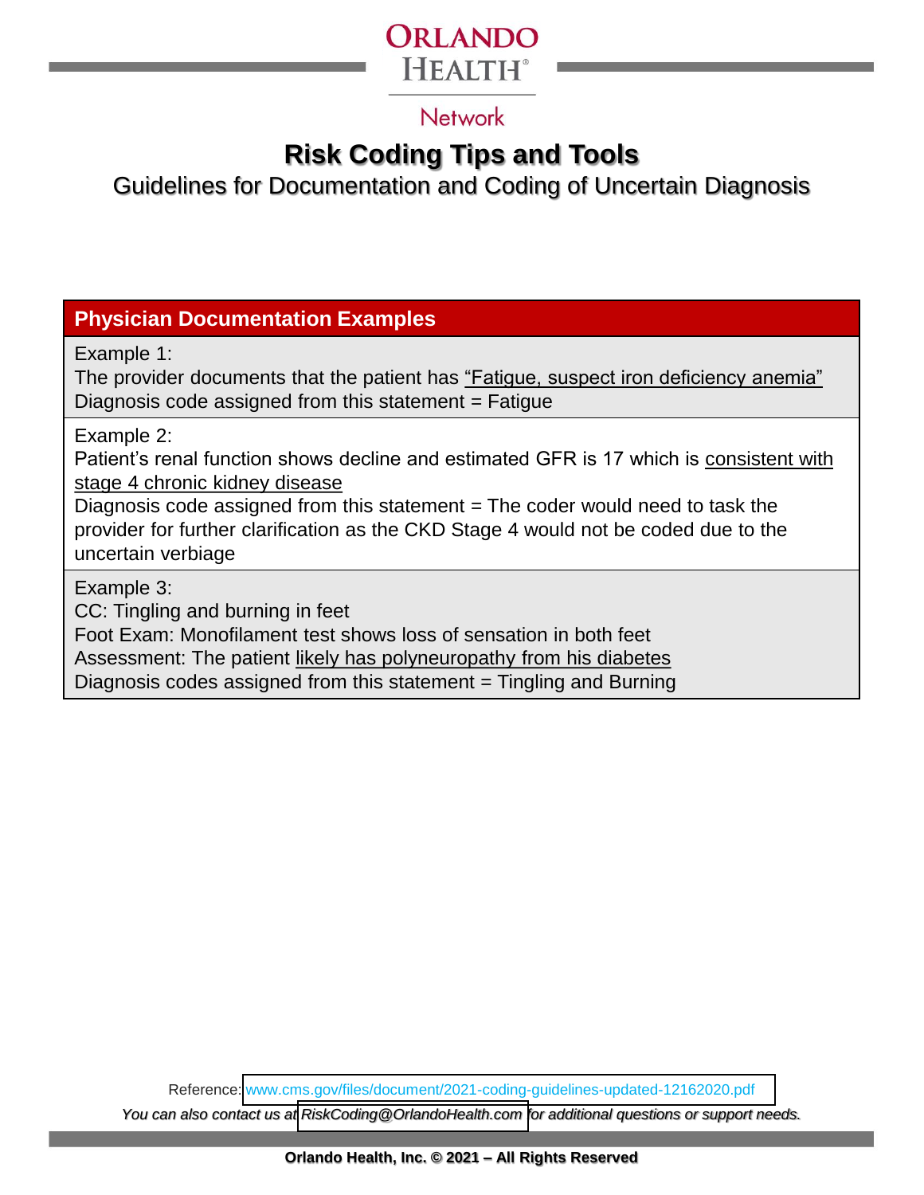# Risk Coding Tips and Tools

## Guidelines for Documentation and Coding of Uncertain Diagnosis

| Physician Documentation Examples |
|---|
| Example 1:<br>The provider documents that the patient has "Fatigue, suspect iron deficiency anemia"<br>Diagnosis code assigned from this statement = Fatigue |
| Example 2:<br>Patient's renal function shows decline and estimated GFR is 17 which is consistent with stage 4 chronic kidney disease<br>Diagnosis code assigned from this statement = The coder would need to task the provider for further clarification as the CKD Stage 4 would not be coded due to the uncertain verbiage |
| Example 3:<br>CC: Tingling and burning in feet<br>Foot Exam: Monofilament test shows loss of sensation in both feet<br>Assessment: The patient likely has polyneuropathy from his diabetes<br>Diagnosis codes assigned from this statement = Tingling and Burning |

Reference: www.cms.gov/files/document/2021-coding-guidelines-updated-12162020.pdf

*You can also contact us at RiskCoding@OrlandoHealth.com for additional questions or support needs.*

**Orlando Health, Inc. © 2021 – All Rights Reserved**